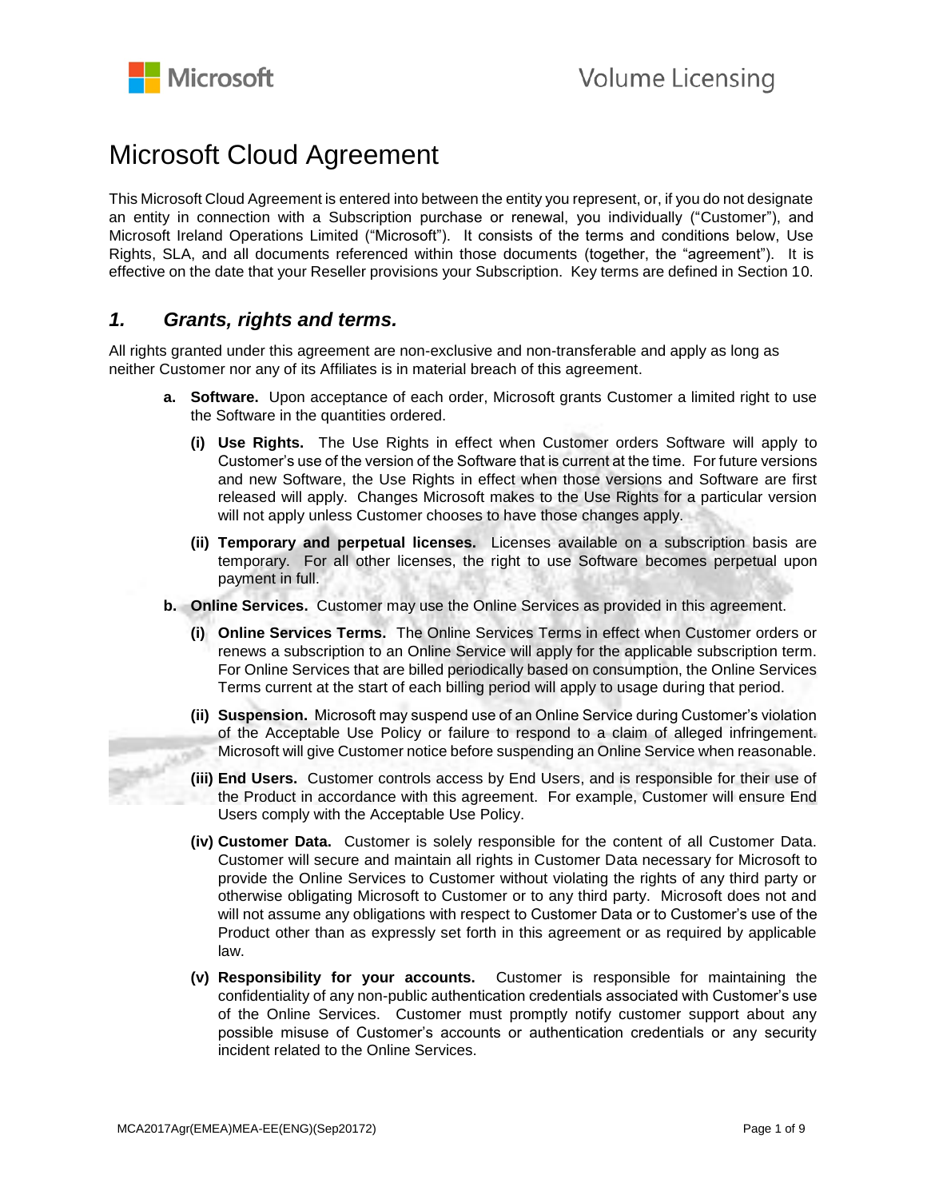# Microsoft Cloud Agreement

This Microsoft Cloud Agreement is entered into between the entity you represent, or, if you do not designate an entity in connection with a Subscription purchase or renewal, you individually ("Customer"), and Microsoft Ireland Operations Limited ("Microsoft"). It consists of the terms and conditions below, Use Rights, SLA, and all documents referenced within those documents (together, the "agreement"). It is effective on the date that your Reseller provisions your Subscription. Key terms are defined in Section 10.

## *1. Grants, rights and terms.*

All rights granted under this agreement are non-exclusive and non-transferable and apply as long as neither Customer nor any of its Affiliates is in material breach of this agreement.

**a. Software.** Upon acceptance of each order, Microsoft grants Customer a limited right to use the Software in the quantities ordered.

**(i) Use Rights.** The Use Rights in effect when Customer orders Software will apply to Customer's use of the version of the Software that is current at the time. For future versions and new Software, the Use Rights in effect when those versions and Software are first released will apply. Changes Microsoft makes to the Use Rights for a particular version will not apply unless Customer chooses to have those changes apply.

**(ii) Temporary and perpetual licenses.** Licenses available on a subscription basis are temporary. For all other licenses, the right to use Software becomes perpetual upon payment in full.

**b. Online Services.** Customer may use the Online Services as provided in this agreement.

**(i) Online Services Terms.** The Online Services Terms in effect when Customer orders or renews a subscription to an Online Service will apply for the applicable subscription term. For Online Services that are billed periodically based on consumption, the Online Services Terms current at the start of each billing period will apply to usage during that period.

**(ii) Suspension.** Microsoft may suspend use of an Online Service during Customer's violation of the Acceptable Use Policy or failure to respond to a claim of alleged infringement. Microsoft will give Customer notice before suspending an Online Service when reasonable.

**(iii) End Users.** Customer controls access by End Users, and is responsible for their use of the Product in accordance with this agreement. For example, Customer will ensure End Users comply with the Acceptable Use Policy.

**(iv) Customer Data.** Customer is solely responsible for the content of all Customer Data. Customer will secure and maintain all rights in Customer Data necessary for Microsoft to provide the Online Services to Customer without violating the rights of any third party or otherwise obligating Microsoft to Customer or to any third party. Microsoft does not and will not assume any obligations with respect to Customer Data or to Customer's use of the Product other than as expressly set forth in this agreement or as required by applicable law.

**(v) Responsibility for your accounts.** Customer is responsible for maintaining the confidentiality of any non-public authentication credentials associated with Customer's use of the Online Services. Customer must promptly notify customer support about any possible misuse of Customer's accounts or authentication credentials or any security incident related to the Online Services.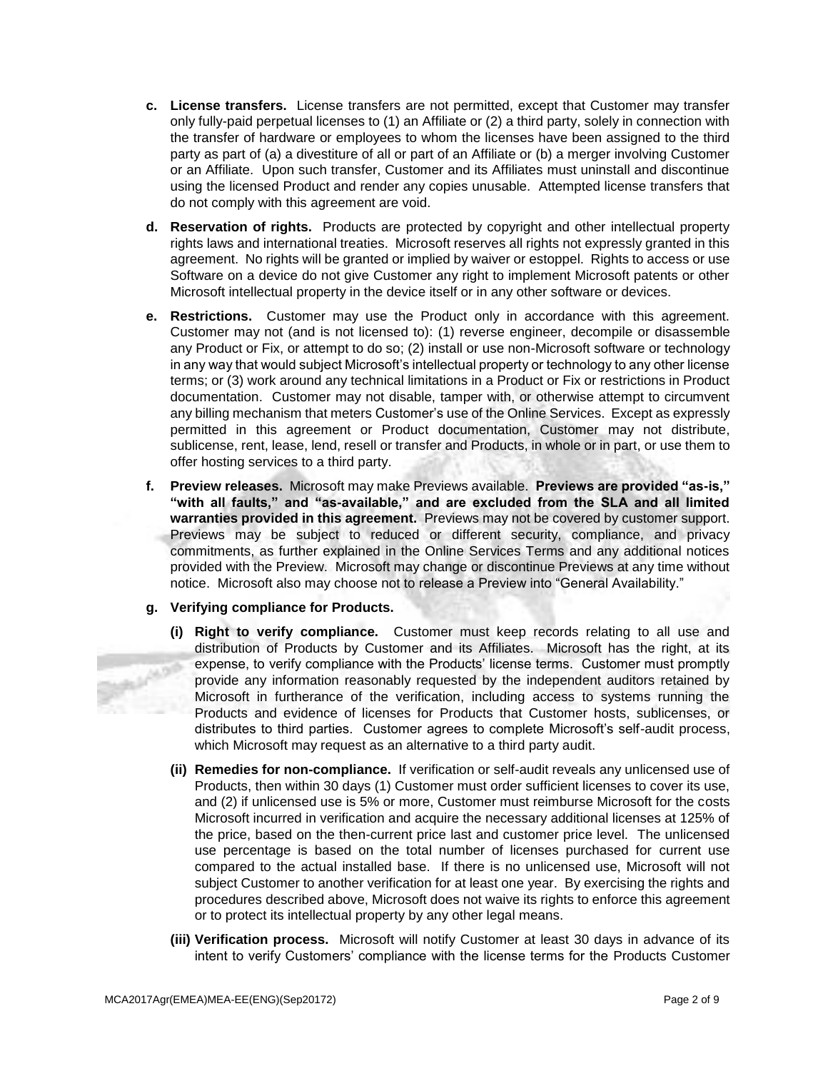- **c. License transfers.** License transfers are not permitted, except that Customer may transfer only fully-paid perpetual licenses to (1) an Affiliate or (2) a third party, solely in connection with the transfer of hardware or employees to whom the licenses have been assigned to the third party as part of (a) a divestiture of all or part of an Affiliate or (b) a merger involving Customer or an Affiliate. Upon such transfer, Customer and its Affiliates must uninstall and discontinue using the licensed Product and render any copies unusable. Attempted license transfers that do not comply with this agreement are void.

- **d. Reservation of rights.** Products are protected by copyright and other intellectual property rights laws and international treaties. Microsoft reserves all rights not expressly granted in this agreement. No rights will be granted or implied by waiver or estoppel. Rights to access or use Software on a device do not give Customer any right to implement Microsoft patents or other Microsoft intellectual property in the device itself or in any other software or devices.

- **e. Restrictions.** Customer may use the Product only in accordance with this agreement. Customer may not (and is not licensed to): (1) reverse engineer, decompile or disassemble any Product or Fix, or attempt to do so; (2) install or use non-Microsoft software or technology in any way that would subject Microsoft's intellectual property or technology to any other license terms; or (3) work around any technical limitations in a Product or Fix or restrictions in Product documentation. Customer may not disable, tamper with, or otherwise attempt to circumvent any billing mechanism that meters Customer's use of the Online Services. Except as expressly permitted in this agreement or Product documentation, Customer may not distribute, sublicense, rent, lease, lend, resell or transfer and Products, in whole or in part, or use them to offer hosting services to a third party.

- **f. Preview releases.** Microsoft may make Previews available. **Previews are provided "as-is," "with all faults," and "as-available," and are excluded from the SLA and all limited warranties provided in this agreement.** Previews may not be covered by customer support. Previews may be subject to reduced or different security, compliance, and privacy commitments, as further explained in the Online Services Terms and any additional notices provided with the Preview. Microsoft may change or discontinue Previews at any time without notice. Microsoft also may choose not to release a Preview into "General Availability."

- **g. Verifying compliance for Products.**

  - **(i) Right to verify compliance.** Customer must keep records relating to all use and distribution of Products by Customer and its Affiliates. Microsoft has the right, at its expense, to verify compliance with the Products' license terms. Customer must promptly provide any information reasonably requested by the independent auditors retained by Microsoft in furtherance of the verification, including access to systems running the Products and evidence of licenses for Products that Customer hosts, sublicenses, or distributes to third parties. Customer agrees to complete Microsoft's self-audit process, which Microsoft may request as an alternative to a third party audit.

  - **(ii) Remedies for non-compliance.** If verification or self-audit reveals any unlicensed use of Products, then within 30 days (1) Customer must order sufficient licenses to cover its use, and (2) if unlicensed use is 5% or more, Customer must reimburse Microsoft for the costs Microsoft incurred in verification and acquire the necessary additional licenses at 125% of the price, based on the then-current price last and customer price level. The unlicensed use percentage is based on the total number of licenses purchased for current use compared to the actual installed base. If there is no unlicensed use, Microsoft will not subject Customer to another verification for at least one year. By exercising the rights and procedures described above, Microsoft does not waive its rights to enforce this agreement or to protect its intellectual property by any other legal means.

  - **(iii) Verification process.** Microsoft will notify Customer at least 30 days in advance of its intent to verify Customers' compliance with the license terms for the Products Customer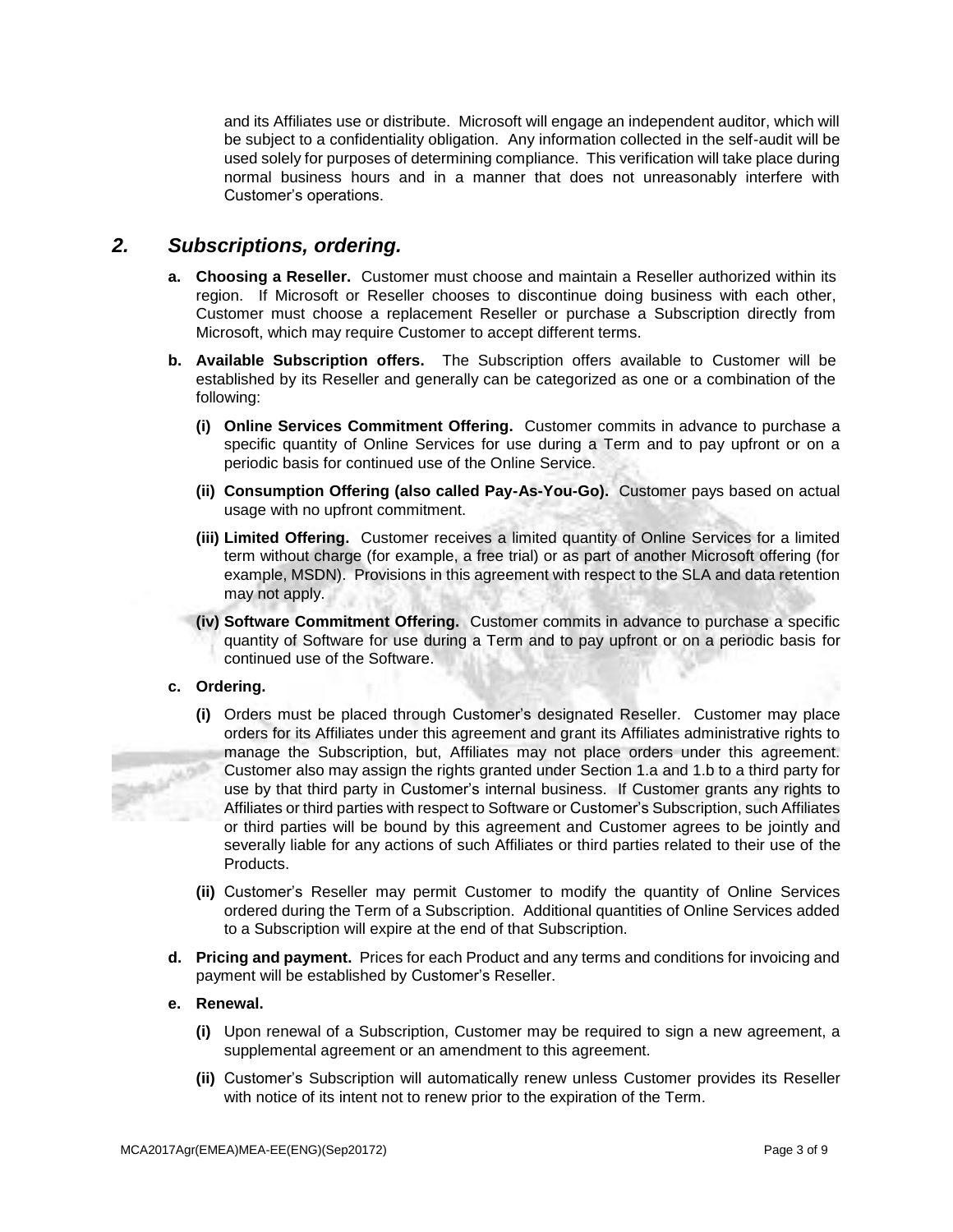and its Affiliates use or distribute. Microsoft will engage an independent auditor, which will be subject to a confidentiality obligation. Any information collected in the self-audit will be used solely for purposes of determining compliance. This verification will take place during normal business hours and in a manner that does not unreasonably interfere with Customer's operations.

## *2. Subscriptions, ordering.*

**a. Choosing a Reseller.** Customer must choose and maintain a Reseller authorized within its region. If Microsoft or Reseller chooses to discontinue doing business with each other, Customer must choose a replacement Reseller or purchase a Subscription directly from Microsoft, which may require Customer to accept different terms.

**b. Available Subscription offers.** The Subscription offers available to Customer will be established by its Reseller and generally can be categorized as one or a combination of the following:

- **(i) Online Services Commitment Offering.** Customer commits in advance to purchase a specific quantity of Online Services for use during a Term and to pay upfront or on a periodic basis for continued use of the Online Service.
- **(ii) Consumption Offering (also called Pay-As-You-Go).** Customer pays based on actual usage with no upfront commitment.
- **(iii) Limited Offering.** Customer receives a limited quantity of Online Services for a limited term without charge (for example, a free trial) or as part of another Microsoft offering (for example, MSDN). Provisions in this agreement with respect to the SLA and data retention may not apply.
- **(iv) Software Commitment Offering.** Customer commits in advance to purchase a specific quantity of Software for use during a Term and to pay upfront or on a periodic basis for continued use of the Software.

**c. Ordering.**

- **(i)** Orders must be placed through Customer's designated Reseller. Customer may place orders for its Affiliates under this agreement and grant its Affiliates administrative rights to manage the Subscription, but, Affiliates may not place orders under this agreement. Customer also may assign the rights granted under Section 1.a and 1.b to a third party for use by that third party in Customer's internal business. If Customer grants any rights to Affiliates or third parties with respect to Software or Customer's Subscription, such Affiliates or third parties will be bound by this agreement and Customer agrees to be jointly and severally liable for any actions of such Affiliates or third parties related to their use of the Products.
- **(ii)** Customer's Reseller may permit Customer to modify the quantity of Online Services ordered during the Term of a Subscription. Additional quantities of Online Services added to a Subscription will expire at the end of that Subscription.

**d. Pricing and payment.** Prices for each Product and any terms and conditions for invoicing and payment will be established by Customer's Reseller.

**e. Renewal.**

- **(i)** Upon renewal of a Subscription, Customer may be required to sign a new agreement, a supplemental agreement or an amendment to this agreement.
- **(ii)** Customer's Subscription will automatically renew unless Customer provides its Reseller with notice of its intent not to renew prior to the expiration of the Term.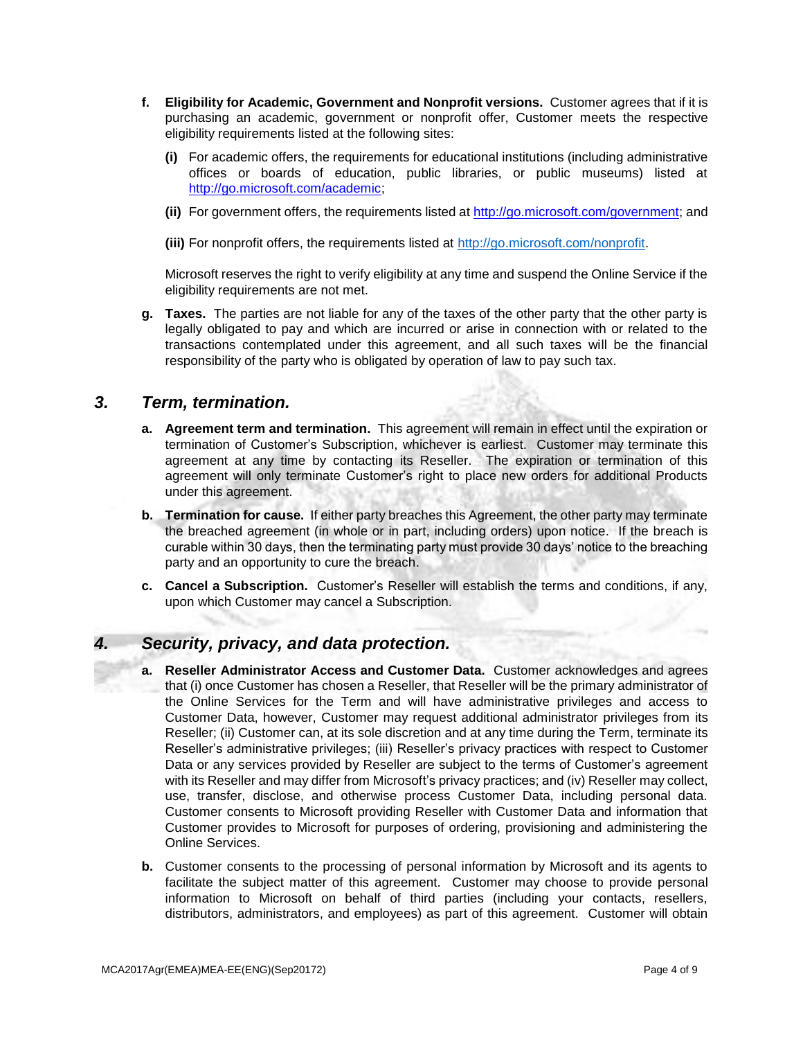**f. Eligibility for Academic, Government and Nonprofit versions.** Customer agrees that if it is purchasing an academic, government or nonprofit offer, Customer meets the respective eligibility requirements listed at the following sites:

**(i)** For academic offers, the requirements for educational institutions (including administrative offices or boards of education, public libraries, or public museums) listed at http://go.microsoft.com/academic;

**(ii)** For government offers, the requirements listed at http://go.microsoft.com/government; and

**(iii)** For nonprofit offers, the requirements listed at http://go.microsoft.com/nonprofit.

Microsoft reserves the right to verify eligibility at any time and suspend the Online Service if the eligibility requirements are not met.

**g. Taxes.** The parties are not liable for any of the taxes of the other party that the other party is legally obligated to pay and which are incurred or arise in connection with or related to the transactions contemplated under this agreement, and all such taxes will be the financial responsibility of the party who is obligated by operation of law to pay such tax.

## *3. Term, termination.*

**a. Agreement term and termination.** This agreement will remain in effect until the expiration or termination of Customer's Subscription, whichever is earliest. Customer may terminate this agreement at any time by contacting its Reseller. The expiration or termination of this agreement will only terminate Customer's right to place new orders for additional Products under this agreement.

**b. Termination for cause.** If either party breaches this Agreement, the other party may terminate the breached agreement (in whole or in part, including orders) upon notice. If the breach is curable within 30 days, then the terminating party must provide 30 days' notice to the breaching party and an opportunity to cure the breach.

**c. Cancel a Subscription.** Customer's Reseller will establish the terms and conditions, if any, upon which Customer may cancel a Subscription.

## *4. Security, privacy, and data protection.*

**a. Reseller Administrator Access and Customer Data.** Customer acknowledges and agrees that (i) once Customer has chosen a Reseller, that Reseller will be the primary administrator of the Online Services for the Term and will have administrative privileges and access to Customer Data, however, Customer may request additional administrator privileges from its Reseller; (ii) Customer can, at its sole discretion and at any time during the Term, terminate its Reseller's administrative privileges; (iii) Reseller's privacy practices with respect to Customer Data or any services provided by Reseller are subject to the terms of Customer's agreement with its Reseller and may differ from Microsoft's privacy practices; and (iv) Reseller may collect, use, transfer, disclose, and otherwise process Customer Data, including personal data. Customer consents to Microsoft providing Reseller with Customer Data and information that Customer provides to Microsoft for purposes of ordering, provisioning and administering the Online Services.

**b.** Customer consents to the processing of personal information by Microsoft and its agents to facilitate the subject matter of this agreement. Customer may choose to provide personal information to Microsoft on behalf of third parties (including your contacts, resellers, distributors, administrators, and employees) as part of this agreement. Customer will obtain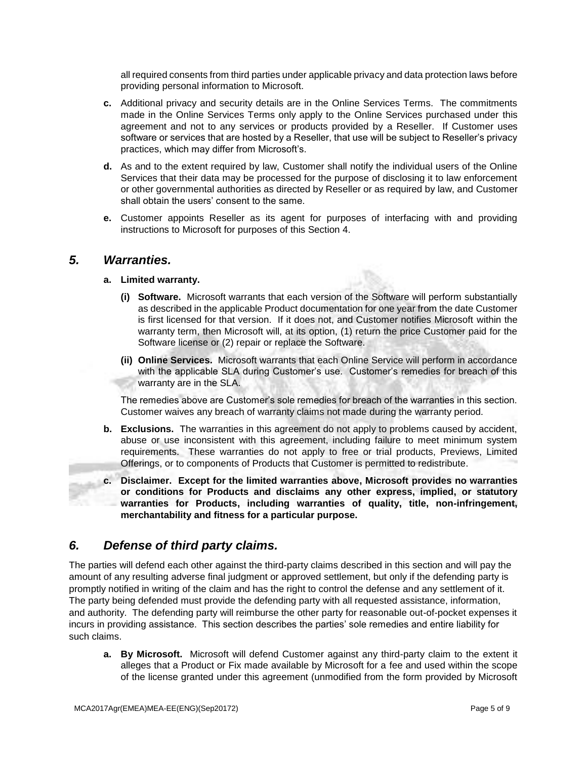all required consents from third parties under applicable privacy and data protection laws before providing personal information to Microsoft.

**c.** Additional privacy and security details are in the Online Services Terms. The commitments made in the Online Services Terms only apply to the Online Services purchased under this agreement and not to any services or products provided by a Reseller. If Customer uses software or services that are hosted by a Reseller, that use will be subject to Reseller's privacy practices, which may differ from Microsoft's.

**d.** As and to the extent required by law, Customer shall notify the individual users of the Online Services that their data may be processed for the purpose of disclosing it to law enforcement or other governmental authorities as directed by Reseller or as required by law, and Customer shall obtain the users' consent to the same.

**e.** Customer appoints Reseller as its agent for purposes of interfacing with and providing instructions to Microsoft for purposes of this Section 4.

## *5. Warranties.*

**a. Limited warranty.**

**(i) Software.** Microsoft warrants that each version of the Software will perform substantially as described in the applicable Product documentation for one year from the date Customer is first licensed for that version. If it does not, and Customer notifies Microsoft within the warranty term, then Microsoft will, at its option, (1) return the price Customer paid for the Software license or (2) repair or replace the Software.

**(ii) Online Services.** Microsoft warrants that each Online Service will perform in accordance with the applicable SLA during Customer's use. Customer's remedies for breach of this warranty are in the SLA.

The remedies above are Customer's sole remedies for breach of the warranties in this section. Customer waives any breach of warranty claims not made during the warranty period.

**b. Exclusions.** The warranties in this agreement do not apply to problems caused by accident, abuse or use inconsistent with this agreement, including failure to meet minimum system requirements. These warranties do not apply to free or trial products, Previews, Limited Offerings, or to components of Products that Customer is permitted to redistribute.

**c. Disclaimer. Except for the limited warranties above, Microsoft provides no warranties or conditions for Products and disclaims any other express, implied, or statutory warranties for Products, including warranties of quality, title, non-infringement, merchantability and fitness for a particular purpose.**

## *6. Defense of third party claims.*

The parties will defend each other against the third-party claims described in this section and will pay the amount of any resulting adverse final judgment or approved settlement, but only if the defending party is promptly notified in writing of the claim and has the right to control the defense and any settlement of it. The party being defended must provide the defending party with all requested assistance, information, and authority. The defending party will reimburse the other party for reasonable out-of-pocket expenses it incurs in providing assistance. This section describes the parties' sole remedies and entire liability for such claims.

**a. By Microsoft.** Microsoft will defend Customer against any third-party claim to the extent it alleges that a Product or Fix made available by Microsoft for a fee and used within the scope of the license granted under this agreement (unmodified from the form provided by Microsoft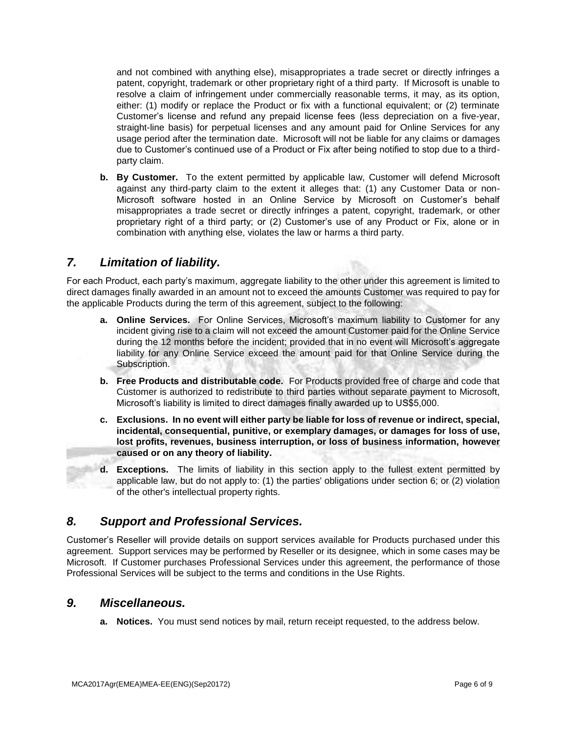and not combined with anything else), misappropriates a trade secret or directly infringes a patent, copyright, trademark or other proprietary right of a third party. If Microsoft is unable to resolve a claim of infringement under commercially reasonable terms, it may, as its option, either: (1) modify or replace the Product or fix with a functional equivalent; or (2) terminate Customer's license and refund any prepaid license fees (less depreciation on a five-year, straight-line basis) for perpetual licenses and any amount paid for Online Services for any usage period after the termination date. Microsoft will not be liable for any claims or damages due to Customer's continued use of a Product or Fix after being notified to stop due to a third-party claim.

**b. By Customer.** To the extent permitted by applicable law, Customer will defend Microsoft against any third-party claim to the extent it alleges that: (1) any Customer Data or non-Microsoft software hosted in an Online Service by Microsoft on Customer's behalf misappropriates a trade secret or directly infringes a patent, copyright, trademark, or other proprietary right of a third party; or (2) Customer's use of any Product or Fix, alone or in combination with anything else, violates the law or harms a third party.

## *7. Limitation of liability.*

For each Product, each party's maximum, aggregate liability to the other under this agreement is limited to direct damages finally awarded in an amount not to exceed the amounts Customer was required to pay for the applicable Products during the term of this agreement, subject to the following:

**a. Online Services.** For Online Services, Microsoft's maximum liability to Customer for any incident giving rise to a claim will not exceed the amount Customer paid for the Online Service during the 12 months before the incident; provided that in no event will Microsoft's aggregate liability for any Online Service exceed the amount paid for that Online Service during the Subscription.

**b. Free Products and distributable code.** For Products provided free of charge and code that Customer is authorized to redistribute to third parties without separate payment to Microsoft, Microsoft's liability is limited to direct damages finally awarded up to US$5,000.

**c. Exclusions. In no event will either party be liable for loss of revenue or indirect, special, incidental, consequential, punitive, or exemplary damages, or damages for loss of use, lost profits, revenues, business interruption, or loss of business information, however caused or on any theory of liability.**

**d. Exceptions.** The limits of liability in this section apply to the fullest extent permitted by applicable law, but do not apply to: (1) the parties' obligations under section 6; or (2) violation of the other's intellectual property rights.

## *8. Support and Professional Services.*

Customer's Reseller will provide details on support services available for Products purchased under this agreement. Support services may be performed by Reseller or its designee, which in some cases may be Microsoft. If Customer purchases Professional Services under this agreement, the performance of those Professional Services will be subject to the terms and conditions in the Use Rights.

## *9. Miscellaneous.*

**a. Notices.** You must send notices by mail, return receipt requested, to the address below.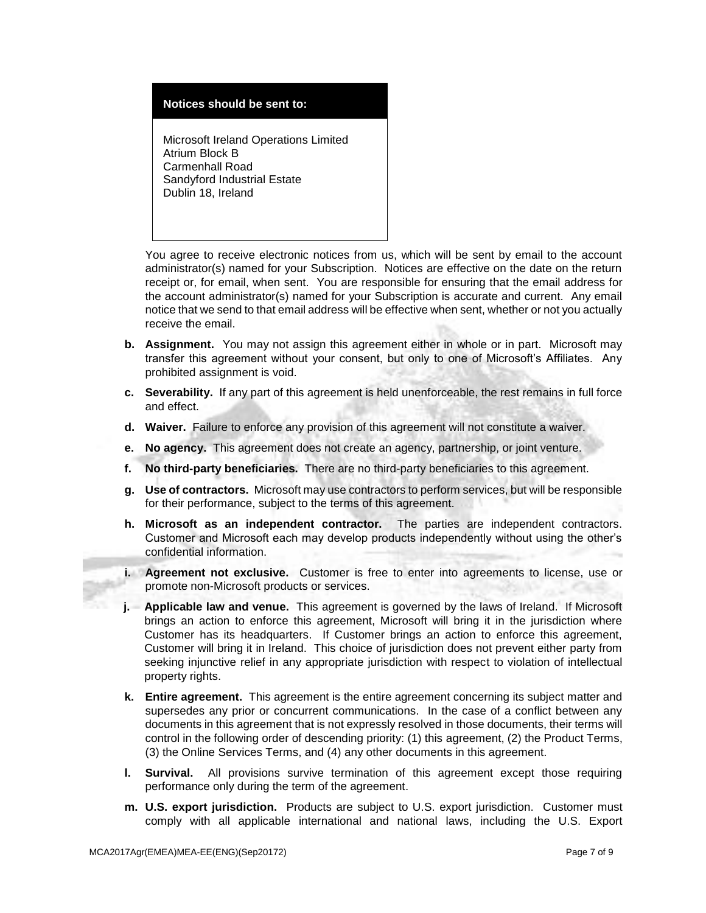**Notices should be sent to:**

Microsoft Ireland Operations Limited
Atrium Block B
Carmenhall Road
Sandyford Industrial Estate
Dublin 18, Ireland

You agree to receive electronic notices from us, which will be sent by email to the account administrator(s) named for your Subscription. Notices are effective on the date on the return receipt or, for email, when sent. You are responsible for ensuring that the email address for the account administrator(s) named for your Subscription is accurate and current. Any email notice that we send to that email address will be effective when sent, whether or not you actually receive the email.

- **b. Assignment.** You may not assign this agreement either in whole or in part. Microsoft may transfer this agreement without your consent, but only to one of Microsoft's Affiliates. Any prohibited assignment is void.
- **c. Severability.** If any part of this agreement is held unenforceable, the rest remains in full force and effect.
- **d. Waiver.** Failure to enforce any provision of this agreement will not constitute a waiver.
- **e. No agency.** This agreement does not create an agency, partnership, or joint venture.
- **f. No third-party beneficiaries.** There are no third-party beneficiaries to this agreement.
- **g. Use of contractors.** Microsoft may use contractors to perform services, but will be responsible for their performance, subject to the terms of this agreement.
- **h. Microsoft as an independent contractor.** The parties are independent contractors. Customer and Microsoft each may develop products independently without using the other's confidential information.
- **i. Agreement not exclusive.** Customer is free to enter into agreements to license, use or promote non-Microsoft products or services.
- **j. Applicable law and venue.** This agreement is governed by the laws of Ireland. If Microsoft brings an action to enforce this agreement, Microsoft will bring it in the jurisdiction where Customer has its headquarters. If Customer brings an action to enforce this agreement, Customer will bring it in Ireland. This choice of jurisdiction does not prevent either party from seeking injunctive relief in any appropriate jurisdiction with respect to violation of intellectual property rights.
- **k. Entire agreement.** This agreement is the entire agreement concerning its subject matter and supersedes any prior or concurrent communications. In the case of a conflict between any documents in this agreement that is not expressly resolved in those documents, their terms will control in the following order of descending priority: (1) this agreement, (2) the Product Terms, (3) the Online Services Terms, and (4) any other documents in this agreement.
- **l. Survival.** All provisions survive termination of this agreement except those requiring performance only during the term of the agreement.
- **m. U.S. export jurisdiction.** Products are subject to U.S. export jurisdiction. Customer must comply with all applicable international and national laws, including the U.S. Export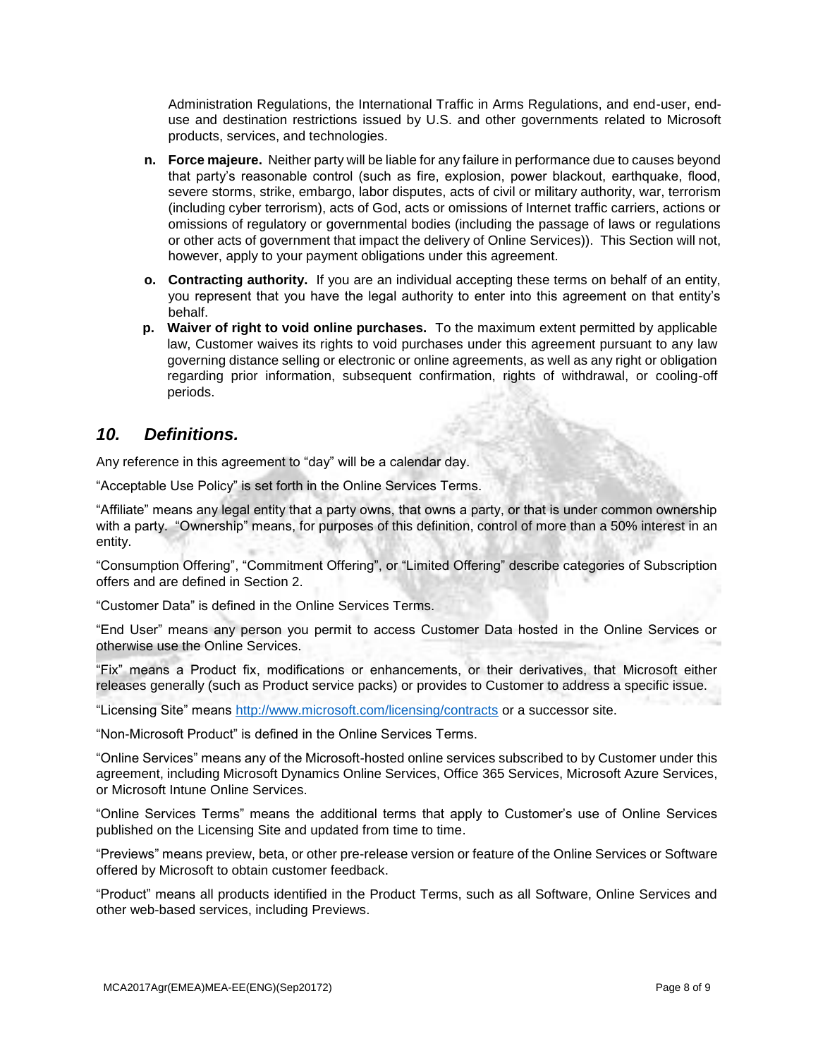Administration Regulations, the International Traffic in Arms Regulations, and end-user, end-use and destination restrictions issued by U.S. and other governments related to Microsoft products, services, and technologies.

n. **Force majeure.** Neither party will be liable for any failure in performance due to causes beyond that party's reasonable control (such as fire, explosion, power blackout, earthquake, flood, severe storms, strike, embargo, labor disputes, acts of civil or military authority, war, terrorism (including cyber terrorism), acts of God, acts or omissions of Internet traffic carriers, actions or omissions of regulatory or governmental bodies (including the passage of laws or regulations or other acts of government that impact the delivery of Online Services)). This Section will not, however, apply to your payment obligations under this agreement.

o. **Contracting authority.** If you are an individual accepting these terms on behalf of an entity, you represent that you have the legal authority to enter into this agreement on that entity's behalf.

p. **Waiver of right to void online purchases.** To the maximum extent permitted by applicable law, Customer waives its rights to void purchases under this agreement pursuant to any law governing distance selling or electronic or online agreements, as well as any right or obligation regarding prior information, subsequent confirmation, rights of withdrawal, or cooling-off periods.

## *10. Definitions.*

Any reference in this agreement to "day" will be a calendar day.

"Acceptable Use Policy" is set forth in the Online Services Terms.

"Affiliate" means any legal entity that a party owns, that owns a party, or that is under common ownership with a party. "Ownership" means, for purposes of this definition, control of more than a 50% interest in an entity.

"Consumption Offering", "Commitment Offering", or "Limited Offering" describe categories of Subscription offers and are defined in Section 2.

"Customer Data" is defined in the Online Services Terms.

"End User" means any person you permit to access Customer Data hosted in the Online Services or otherwise use the Online Services.

"Fix" means a Product fix, modifications or enhancements, or their derivatives, that Microsoft either releases generally (such as Product service packs) or provides to Customer to address a specific issue.

"Licensing Site" means http://www.microsoft.com/licensing/contracts or a successor site.

"Non-Microsoft Product" is defined in the Online Services Terms.

"Online Services" means any of the Microsoft-hosted online services subscribed to by Customer under this agreement, including Microsoft Dynamics Online Services, Office 365 Services, Microsoft Azure Services, or Microsoft Intune Online Services.

"Online Services Terms" means the additional terms that apply to Customer's use of Online Services published on the Licensing Site and updated from time to time.

"Previews" means preview, beta, or other pre-release version or feature of the Online Services or Software offered by Microsoft to obtain customer feedback.

"Product" means all products identified in the Product Terms, such as all Software, Online Services and other web-based services, including Previews.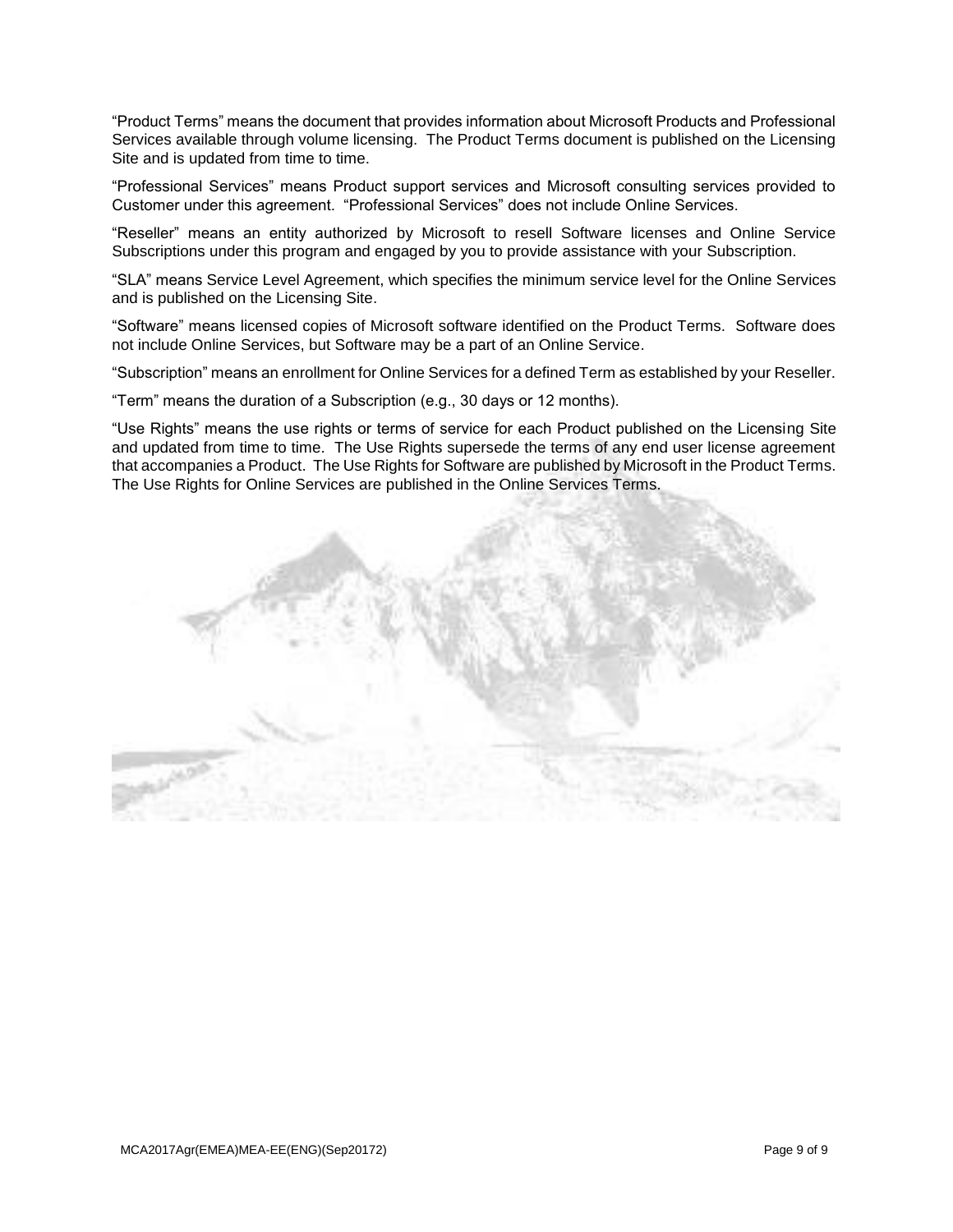"Product Terms" means the document that provides information about Microsoft Products and Professional Services available through volume licensing. The Product Terms document is published on the Licensing Site and is updated from time to time.

"Professional Services" means Product support services and Microsoft consulting services provided to Customer under this agreement. "Professional Services" does not include Online Services.

"Reseller" means an entity authorized by Microsoft to resell Software licenses and Online Service Subscriptions under this program and engaged by you to provide assistance with your Subscription.

"SLA" means Service Level Agreement, which specifies the minimum service level for the Online Services and is published on the Licensing Site.

"Software" means licensed copies of Microsoft software identified on the Product Terms. Software does not include Online Services, but Software may be a part of an Online Service.

"Subscription" means an enrollment for Online Services for a defined Term as established by your Reseller.

"Term" means the duration of a Subscription (e.g., 30 days or 12 months).

"Use Rights" means the use rights or terms of service for each Product published on the Licensing Site and updated from time to time. The Use Rights supersede the terms of any end user license agreement that accompanies a Product. The Use Rights for Software are published by Microsoft in the Product Terms. The Use Rights for Online Services are published in the Online Services Terms.